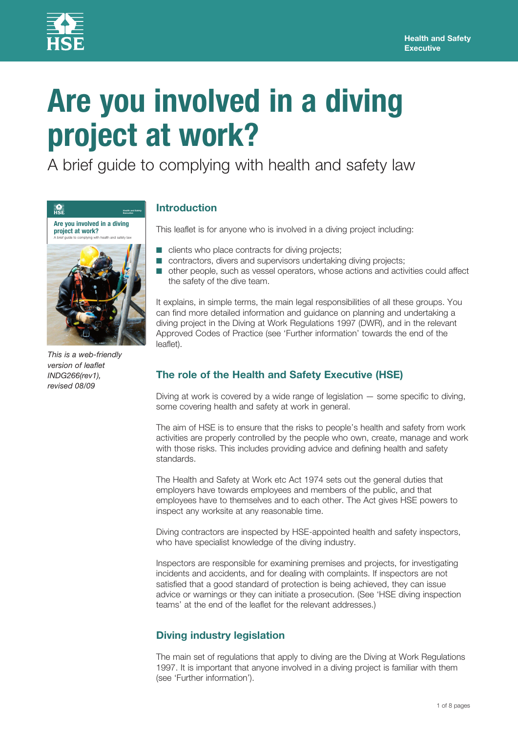# Are you involved in a diving project at work?

A brief guide to complying with health and safety law

*This is a web-friendly version of leaflet INDG266(rev1), revised 08/09*

## Introduction

This leaflet is for anyone who is involved in a diving project including:

- clients who place contracts for diving projects;
- contractors, divers and supervisors undertaking diving projects;
- other people, such as vessel operators, whose actions and activities could affect the safety of the dive team.

It explains, in simple terms, the main legal responsibilities of all these groups. You can find more detailed information and guidance on planning and undertaking a diving project in the Diving at Work Regulations 1997 (DWR), and in the relevant Approved Codes of Practice (see 'Further information' towards the end of the leaflet).

## The role of the Health and Safety Executive (HSE)

Diving at work is covered by a wide range of legislation — some specific to diving, some covering health and safety at work in general.

The aim of HSE is to ensure that the risks to people's health and safety from work activities are properly controlled by the people who own, create, manage and work with those risks. This includes providing advice and defining health and safety standards.

The Health and Safety at Work etc Act 1974 sets out the general duties that employers have towards employees and members of the public, and that employees have to themselves and to each other. The Act gives HSE powers to inspect any worksite at any reasonable time.

Diving contractors are inspected by HSE-appointed health and safety inspectors, who have specialist knowledge of the diving industry.

Inspectors are responsible for examining premises and projects, for investigating incidents and accidents, and for dealing with complaints. If inspectors are not satisfied that a good standard of protection is being achieved, they can issue advice or warnings or they can initiate a prosecution. (See 'HSE diving inspection teams' at the end of the leaflet for the relevant addresses.)

## Diving industry legislation

The main set of regulations that apply to diving are the Diving at Work Regulations 1997. It is important that anyone involved in a diving project is familiar with them (see 'Further information').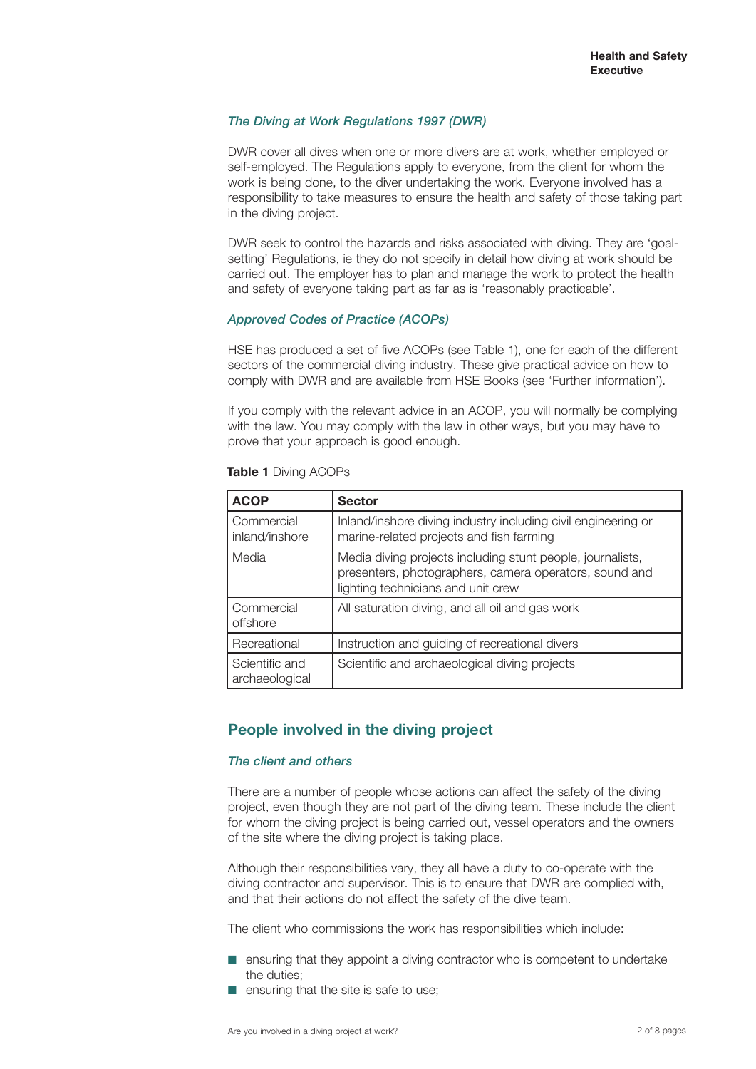### *The Diving at Work Regulations 1997 (DWR)*

DWR cover all dives when one or more divers are at work, whether employed or self-employed. The Regulations apply to everyone, from the client for whom the work is being done, to the diver undertaking the work. Everyone involved has a responsibility to take measures to ensure the health and safety of those taking part in the diving project.

DWR seek to control the hazards and risks associated with diving. They are 'goal-setting' Regulations, ie they do not specify in detail how diving at work should be carried out. The employer has to plan and manage the work to protect the health and safety of everyone taking part as far as is 'reasonably practicable'.

### *Approved Codes of Practice (ACOPs)*

HSE has produced a set of five ACOPs (see Table 1), one for each of the different sectors of the commercial diving industry. These give practical advice on how to comply with DWR and are available from HSE Books (see 'Further information').

If you comply with the relevant advice in an ACOP, you will normally be complying with the law. You may comply with the law in other ways, but you may have to prove that your approach is good enough.

**Table 1** Diving ACOPs

| ACOP | Sector |
| --- | --- |
| Commercial inland/inshore | Inland/inshore diving industry including civil engineering or marine-related projects and fish farming |
| Media | Media diving projects including stunt people, journalists, presenters, photographers, camera operators, sound and lighting technicians and unit crew |
| Commercial offshore | All saturation diving, and all oil and gas work |
| Recreational | Instruction and guiding of recreational divers |
| Scientific and archaeological | Scientific and archaeological diving projects |

## People involved in the diving project

### *The client and others*

There are a number of people whose actions can affect the safety of the diving project, even though they are not part of the diving team. These include the client for whom the diving project is being carried out, vessel operators and the owners of the site where the diving project is taking place.

Although their responsibilities vary, they all have a duty to co-operate with the diving contractor and supervisor. This is to ensure that DWR are complied with, and that their actions do not affect the safety of the dive team.

The client who commissions the work has responsibilities which include:

- ensuring that they appoint a diving contractor who is competent to undertake the duties;
- ensuring that the site is safe to use;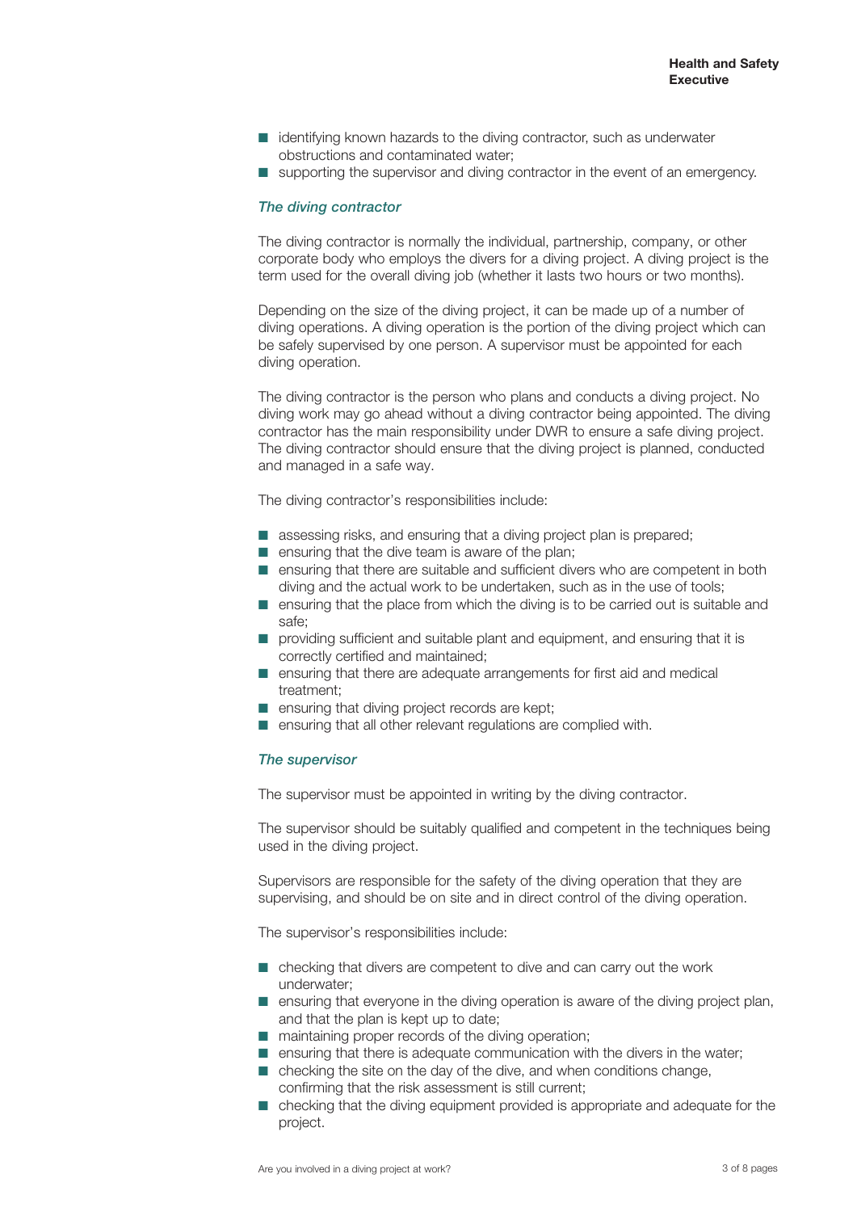- identifying known hazards to the diving contractor, such as underwater obstructions and contaminated water;
- supporting the supervisor and diving contractor in the event of an emergency.

### *The diving contractor*

The diving contractor is normally the individual, partnership, company, or other corporate body who employs the divers for a diving project. A diving project is the term used for the overall diving job (whether it lasts two hours or two months).

Depending on the size of the diving project, it can be made up of a number of diving operations. A diving operation is the portion of the diving project which can be safely supervised by one person. A supervisor must be appointed for each diving operation.

The diving contractor is the person who plans and conducts a diving project. No diving work may go ahead without a diving contractor being appointed. The diving contractor has the main responsibility under DWR to ensure a safe diving project. The diving contractor should ensure that the diving project is planned, conducted and managed in a safe way.

The diving contractor's responsibilities include:

- assessing risks, and ensuring that a diving project plan is prepared;
- ensuring that the dive team is aware of the plan;
- ensuring that there are suitable and sufficient divers who are competent in both diving and the actual work to be undertaken, such as in the use of tools;
- ensuring that the place from which the diving is to be carried out is suitable and safe;
- providing sufficient and suitable plant and equipment, and ensuring that it is correctly certified and maintained;
- ensuring that there are adequate arrangements for first aid and medical treatment;
- ensuring that diving project records are kept;
- ensuring that all other relevant regulations are complied with.

### *The supervisor*

The supervisor must be appointed in writing by the diving contractor.

The supervisor should be suitably qualified and competent in the techniques being used in the diving project.

Supervisors are responsible for the safety of the diving operation that they are supervising, and should be on site and in direct control of the diving operation.

The supervisor's responsibilities include:

- checking that divers are competent to dive and can carry out the work underwater;
- ensuring that everyone in the diving operation is aware of the diving project plan, and that the plan is kept up to date;
- maintaining proper records of the diving operation;
- ensuring that there is adequate communication with the divers in the water;
- checking the site on the day of the dive, and when conditions change, confirming that the risk assessment is still current;
- checking that the diving equipment provided is appropriate and adequate for the project.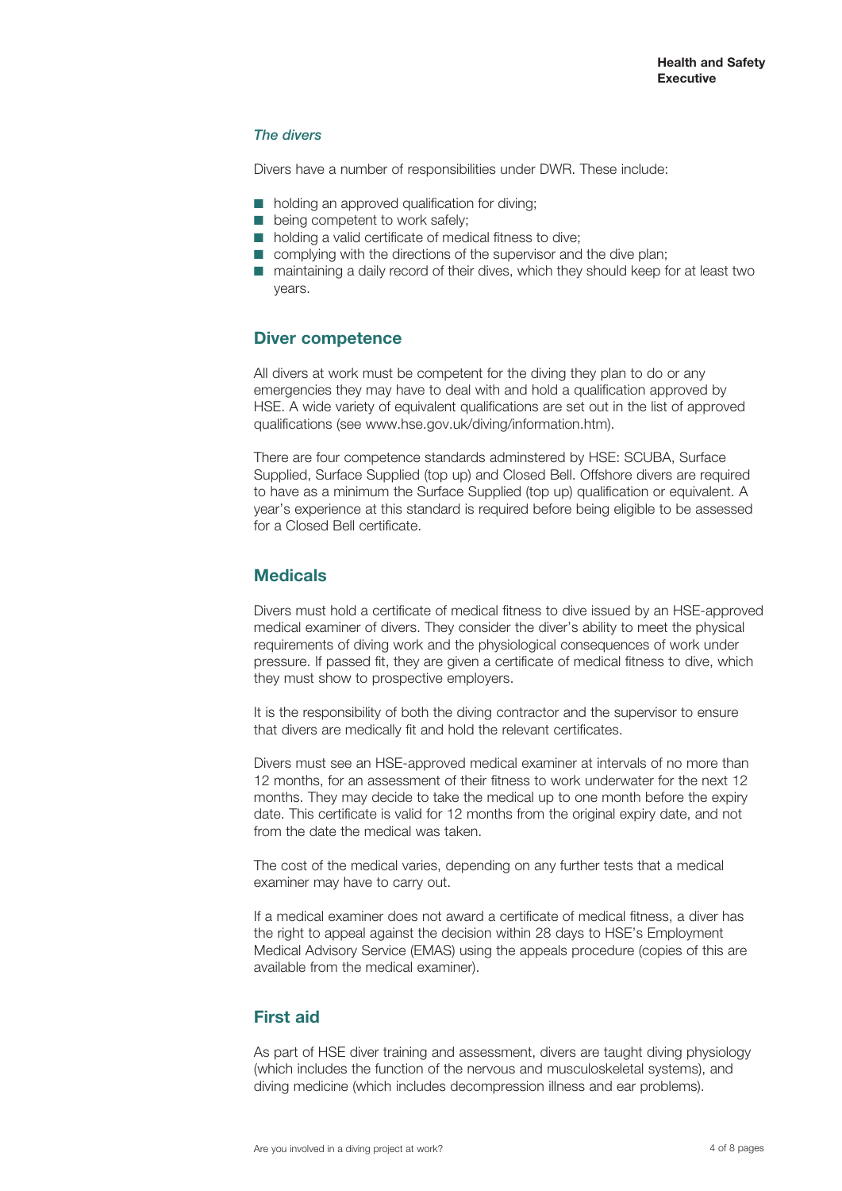*The divers*

Divers have a number of responsibilities under DWR. These include:

- holding an approved qualification for diving;
- being competent to work safely;
- holding a valid certificate of medical fitness to dive;
- complying with the directions of the supervisor and the dive plan;
- maintaining a daily record of their dives, which they should keep for at least two years.

## Diver competence

All divers at work must be competent for the diving they plan to do or any emergencies they may have to deal with and hold a qualification approved by HSE. A wide variety of equivalent qualifications are set out in the list of approved qualifications (see www.hse.gov.uk/diving/information.htm).

There are four competence standards adminstered by HSE: SCUBA, Surface Supplied, Surface Supplied (top up) and Closed Bell. Offshore divers are required to have as a minimum the Surface Supplied (top up) qualification or equivalent. A year's experience at this standard is required before being eligible to be assessed for a Closed Bell certificate.

## Medicals

Divers must hold a certificate of medical fitness to dive issued by an HSE-approved medical examiner of divers. They consider the diver's ability to meet the physical requirements of diving work and the physiological consequences of work under pressure. If passed fit, they are given a certificate of medical fitness to dive, which they must show to prospective employers.

It is the responsibility of both the diving contractor and the supervisor to ensure that divers are medically fit and hold the relevant certificates.

Divers must see an HSE-approved medical examiner at intervals of no more than 12 months, for an assessment of their fitness to work underwater for the next 12 months. They may decide to take the medical up to one month before the expiry date. This certificate is valid for 12 months from the original expiry date, and not from the date the medical was taken.

The cost of the medical varies, depending on any further tests that a medical examiner may have to carry out.

If a medical examiner does not award a certificate of medical fitness, a diver has the right to appeal against the decision within 28 days to HSE's Employment Medical Advisory Service (EMAS) using the appeals procedure (copies of this are available from the medical examiner).

## First aid

As part of HSE diver training and assessment, divers are taught diving physiology (which includes the function of the nervous and musculoskeletal systems), and diving medicine (which includes decompression illness and ear problems).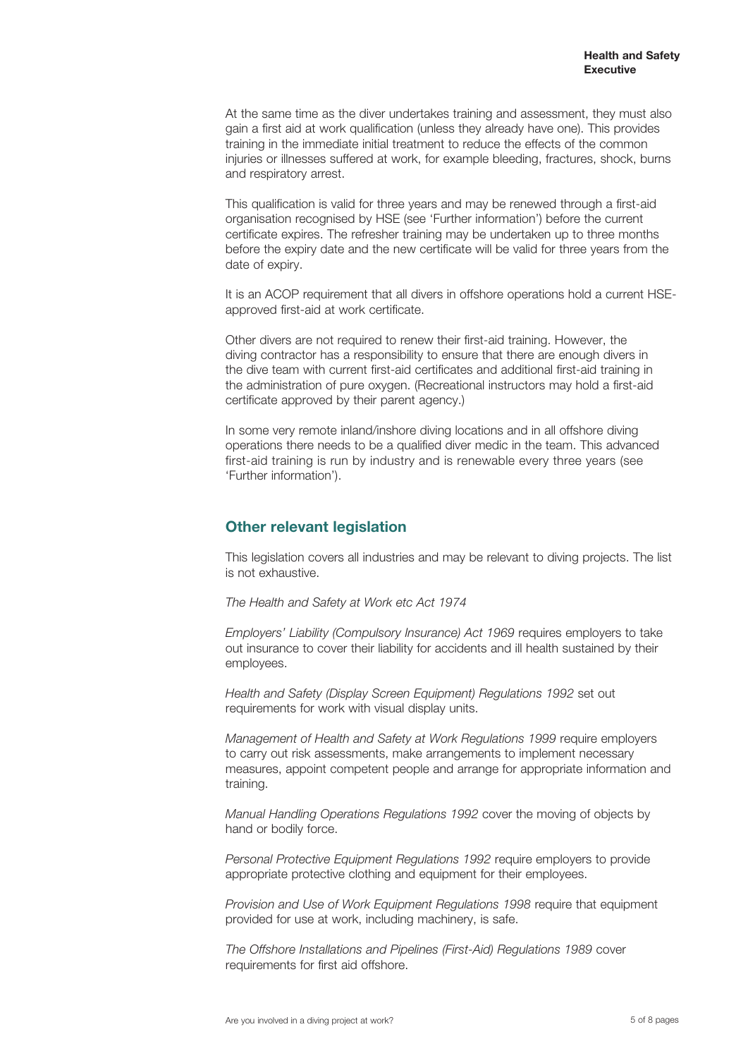At the same time as the diver undertakes training and assessment, they must also gain a first aid at work qualification (unless they already have one). This provides training in the immediate initial treatment to reduce the effects of the common injuries or illnesses suffered at work, for example bleeding, fractures, shock, burns and respiratory arrest.

This qualification is valid for three years and may be renewed through a first-aid organisation recognised by HSE (see 'Further information') before the current certificate expires. The refresher training may be undertaken up to three months before the expiry date and the new certificate will be valid for three years from the date of expiry.

It is an ACOP requirement that all divers in offshore operations hold a current HSE-approved first-aid at work certificate.

Other divers are not required to renew their first-aid training. However, the diving contractor has a responsibility to ensure that there are enough divers in the dive team with current first-aid certificates and additional first-aid training in the administration of pure oxygen. (Recreational instructors may hold a first-aid certificate approved by their parent agency.)

In some very remote inland/inshore diving locations and in all offshore diving operations there needs to be a qualified diver medic in the team. This advanced first-aid training is run by industry and is renewable every three years (see 'Further information').

## Other relevant legislation

This legislation covers all industries and may be relevant to diving projects. The list is not exhaustive.

*The Health and Safety at Work etc Act 1974*

*Employers' Liability (Compulsory Insurance) Act 1969* requires employers to take out insurance to cover their liability for accidents and ill health sustained by their employees.

*Health and Safety (Display Screen Equipment) Regulations 1992* set out requirements for work with visual display units.

*Management of Health and Safety at Work Regulations 1999* require employers to carry out risk assessments, make arrangements to implement necessary measures, appoint competent people and arrange for appropriate information and training.

*Manual Handling Operations Regulations 1992* cover the moving of objects by hand or bodily force.

*Personal Protective Equipment Regulations 1992* require employers to provide appropriate protective clothing and equipment for their employees.

*Provision and Use of Work Equipment Regulations 1998* require that equipment provided for use at work, including machinery, is safe.

*The Offshore Installations and Pipelines (First-Aid) Regulations 1989* cover requirements for first aid offshore.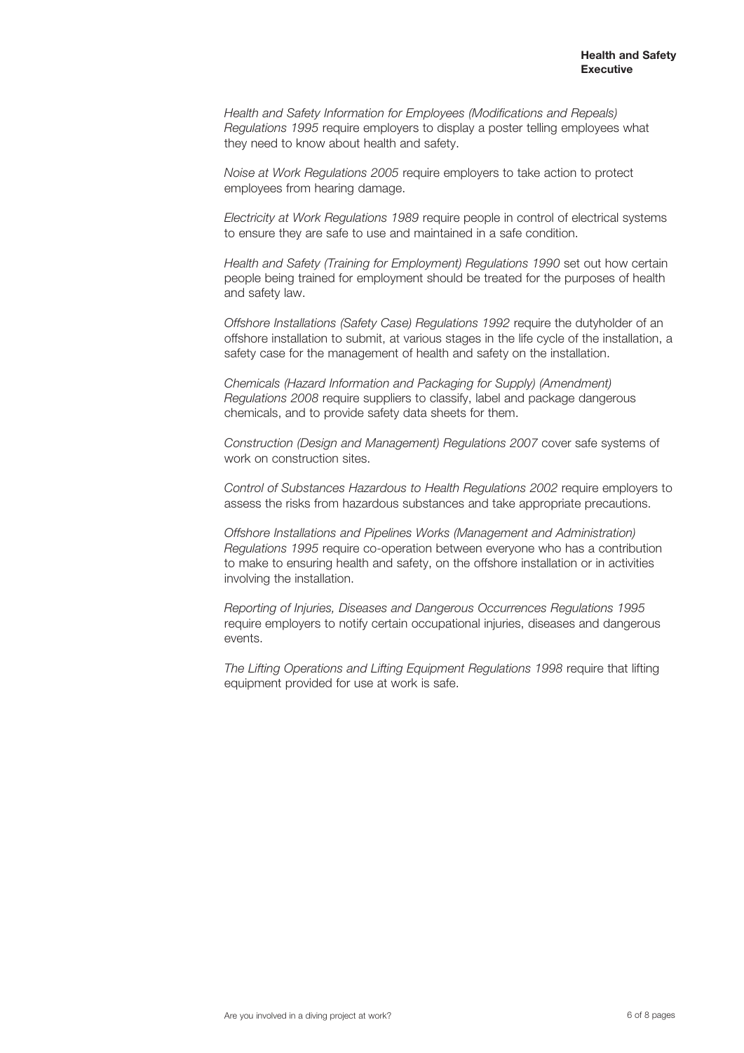*Health and Safety Information for Employees (Modifications and Repeals) Regulations 1995* require employers to display a poster telling employees what they need to know about health and safety.

*Noise at Work Regulations 2005* require employers to take action to protect employees from hearing damage.

*Electricity at Work Regulations 1989* require people in control of electrical systems to ensure they are safe to use and maintained in a safe condition.

*Health and Safety (Training for Employment) Regulations 1990* set out how certain people being trained for employment should be treated for the purposes of health and safety law.

*Offshore Installations (Safety Case) Regulations 1992* require the dutyholder of an offshore installation to submit, at various stages in the life cycle of the installation, a safety case for the management of health and safety on the installation.

*Chemicals (Hazard Information and Packaging for Supply) (Amendment) Regulations 2008* require suppliers to classify, label and package dangerous chemicals, and to provide safety data sheets for them.

*Construction (Design and Management) Regulations 2007* cover safe systems of work on construction sites.

*Control of Substances Hazardous to Health Regulations 2002* require employers to assess the risks from hazardous substances and take appropriate precautions.

*Offshore Installations and Pipelines Works (Management and Administration) Regulations 1995* require co-operation between everyone who has a contribution to make to ensuring health and safety, on the offshore installation or in activities involving the installation.

*Reporting of Injuries, Diseases and Dangerous Occurrences Regulations 1995* require employers to notify certain occupational injuries, diseases and dangerous events.

*The Lifting Operations and Lifting Equipment Regulations 1998* require that lifting equipment provided for use at work is safe.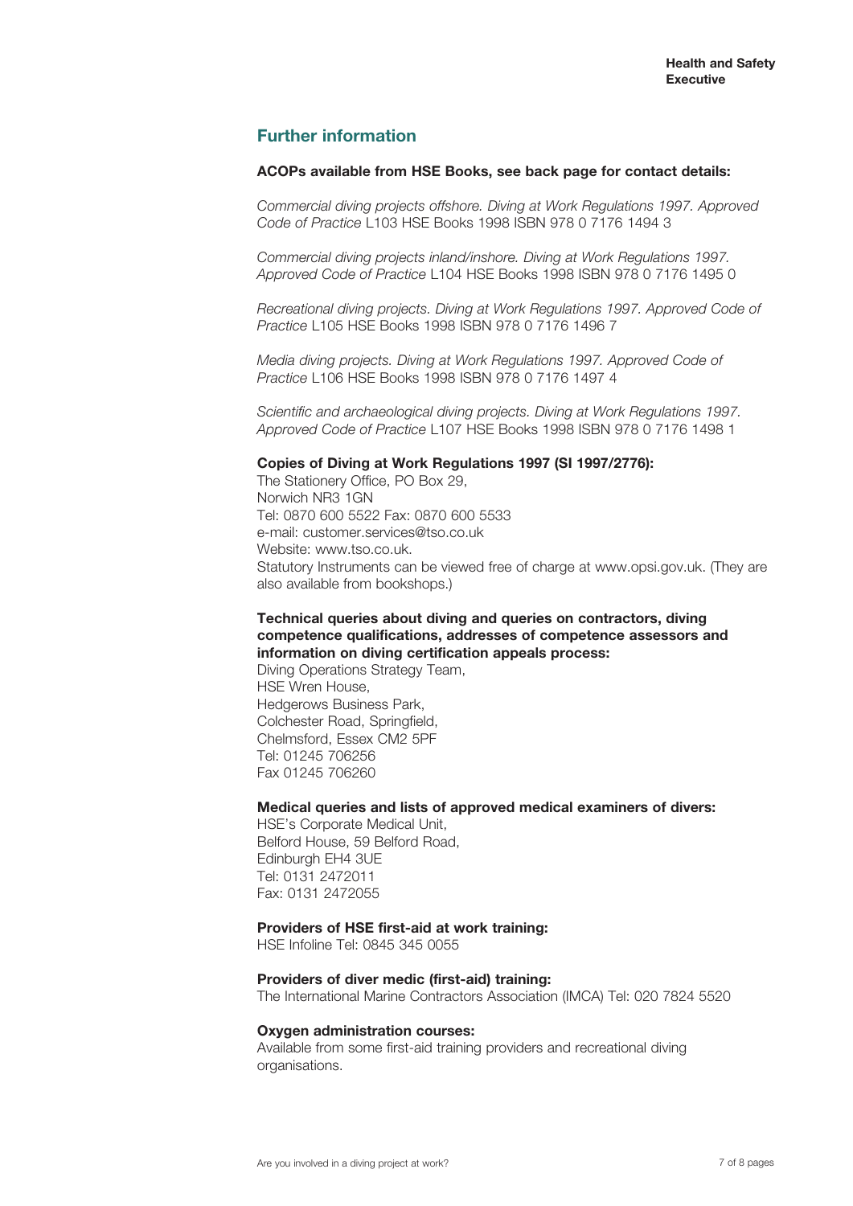## Further information

**ACOPs available from HSE Books, see back page for contact details:**

*Commercial diving projects offshore. Diving at Work Regulations 1997. Approved Code of Practice* L103 HSE Books 1998 ISBN 978 0 7176 1494 3

*Commercial diving projects inland/inshore. Diving at Work Regulations 1997. Approved Code of Practice* L104 HSE Books 1998 ISBN 978 0 7176 1495 0

*Recreational diving projects. Diving at Work Regulations 1997. Approved Code of Practice* L105 HSE Books 1998 ISBN 978 0 7176 1496 7

*Media diving projects. Diving at Work Regulations 1997. Approved Code of Practice* L106 HSE Books 1998 ISBN 978 0 7176 1497 4

*Scientific and archaeological diving projects. Diving at Work Regulations 1997. Approved Code of Practice* L107 HSE Books 1998 ISBN 978 0 7176 1498 1

**Copies of Diving at Work Regulations 1997 (SI 1997/2776):**
The Stationery Office, PO Box 29,
Norwich NR3 1GN
Tel: 0870 600 5522 Fax: 0870 600 5533
e-mail: customer.services@tso.co.uk
Website: www.tso.co.uk.
Statutory Instruments can be viewed free of charge at www.opsi.gov.uk. (They are also available from bookshops.)

**Technical queries about diving and queries on contractors, diving competence qualifications, addresses of competence assessors and information on diving certification appeals process:**
Diving Operations Strategy Team,
HSE Wren House,
Hedgerows Business Park,
Colchester Road, Springfield,
Chelmsford, Essex CM2 5PF
Tel: 01245 706256
Fax 01245 706260

**Medical queries and lists of approved medical examiners of divers:**
HSE's Corporate Medical Unit,
Belford House, 59 Belford Road,
Edinburgh EH4 3UE
Tel: 0131 2472011
Fax: 0131 2472055

**Providers of HSE first-aid at work training:**
HSE Infoline Tel: 0845 345 0055

**Providers of diver medic (first-aid) training:**
The International Marine Contractors Association (IMCA) Tel: 020 7824 5520

**Oxygen administration courses:**
Available from some first-aid training providers and recreational diving organisations.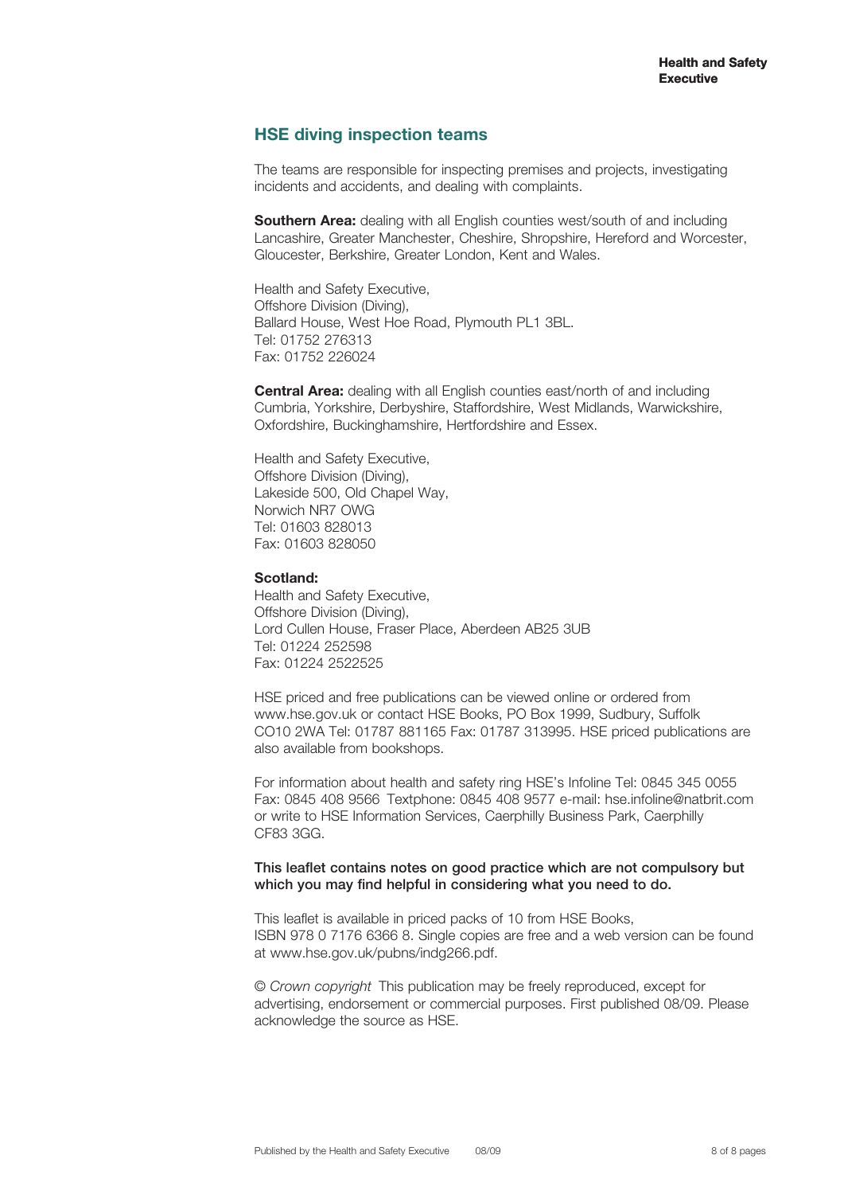## HSE diving inspection teams

The teams are responsible for inspecting premises and projects, investigating incidents and accidents, and dealing with complaints.

**Southern Area:** dealing with all English counties west/south of and including Lancashire, Greater Manchester, Cheshire, Shropshire, Hereford and Worcester, Gloucester, Berkshire, Greater London, Kent and Wales.

Health and Safety Executive,
Offshore Division (Diving),
Ballard House, West Hoe Road, Plymouth PL1 3BL.
Tel: 01752 276313
Fax: 01752 226024

**Central Area:** dealing with all English counties east/north of and including Cumbria, Yorkshire, Derbyshire, Staffordshire, West Midlands, Warwickshire, Oxfordshire, Buckinghamshire, Hertfordshire and Essex.

Health and Safety Executive,
Offshore Division (Diving),
Lakeside 500, Old Chapel Way,
Norwich NR7 OWG
Tel: 01603 828013
Fax: 01603 828050

**Scotland:**
Health and Safety Executive,
Offshore Division (Diving),
Lord Cullen House, Fraser Place, Aberdeen AB25 3UB
Tel: 01224 252598
Fax: 01224 2522525

HSE priced and free publications can be viewed online or ordered from www.hse.gov.uk or contact HSE Books, PO Box 1999, Sudbury, Suffolk CO10 2WA Tel: 01787 881165 Fax: 01787 313995. HSE priced publications are also available from bookshops.

For information about health and safety ring HSE's Infoline Tel: 0845 345 0055 Fax: 0845 408 9566 Textphone: 0845 408 9577 e-mail: hse.infoline@natbrit.com or write to HSE Information Services, Caerphilly Business Park, Caerphilly CF83 3GG.

**This leaflet contains notes on good practice which are not compulsory but which you may find helpful in considering what you need to do.**

This leaflet is available in priced packs of 10 from HSE Books, ISBN 978 0 7176 6366 8. Single copies are free and a web version can be found at www.hse.gov.uk/pubns/indg266.pdf.

© *Crown copyright* This publication may be freely reproduced, except for advertising, endorsement or commercial purposes. First published 08/09. Please acknowledge the source as HSE.